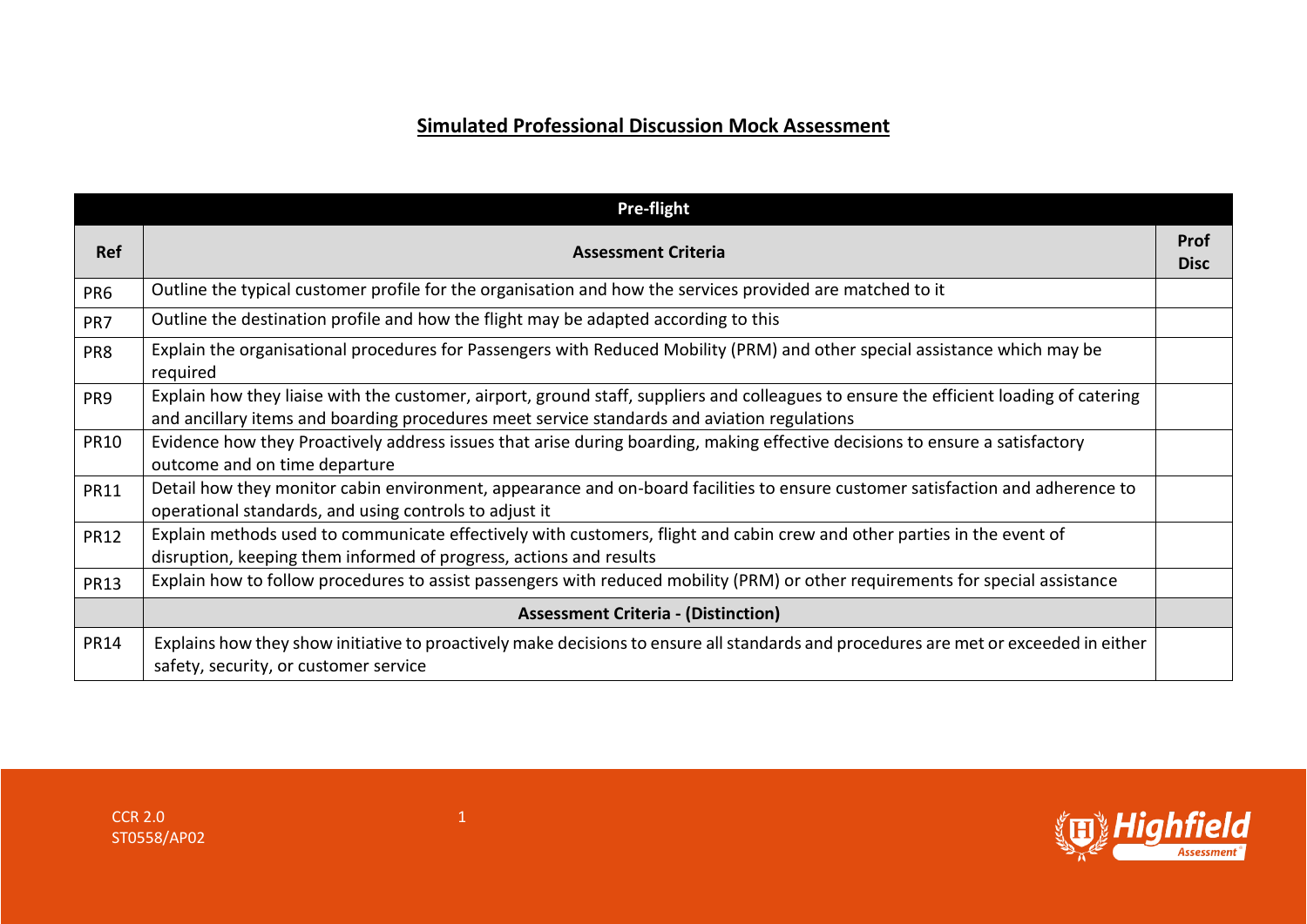# Simulated Professional Discussion Mock Assessment

| Pre-flight | | |
|---|---|---|
| **Ref** | **Assessment Criteria** | **Prof Disc** |
| PR6 | Outline the typical customer profile for the organisation and how the services provided are matched to it | |
| PR7 | Outline the destination profile and how the flight may be adapted according to this | |
| PR8 | Explain the organisational procedures for Passengers with Reduced Mobility (PRM) and other special assistance which may be required | |
| PR9 | Explain how they liaise with the customer, airport, ground staff, suppliers and colleagues to ensure the efficient loading of catering and ancillary items and boarding procedures meet service standards and aviation regulations | |
| PR10 | Evidence how they Proactively address issues that arise during boarding, making effective decisions to ensure a satisfactory outcome and on time departure | |
| PR11 | Detail how they monitor cabin environment, appearance and on-board facilities to ensure customer satisfaction and adherence to operational standards, and using controls to adjust it | |
| PR12 | Explain methods used to communicate effectively with customers, flight and cabin crew and other parties in the event of disruption, keeping them informed of progress, actions and results | |
| PR13 | Explain how to follow procedures to assist passengers with reduced mobility (PRM) or other requirements for special assistance | |
| | **Assessment Criteria - (Distinction)** | |
| PR14 | Explains how they show initiative to proactively make decisions to ensure all standards and procedures are met or exceeded in either safety, security, or customer service | |

CCR 2.0
ST0558/AP02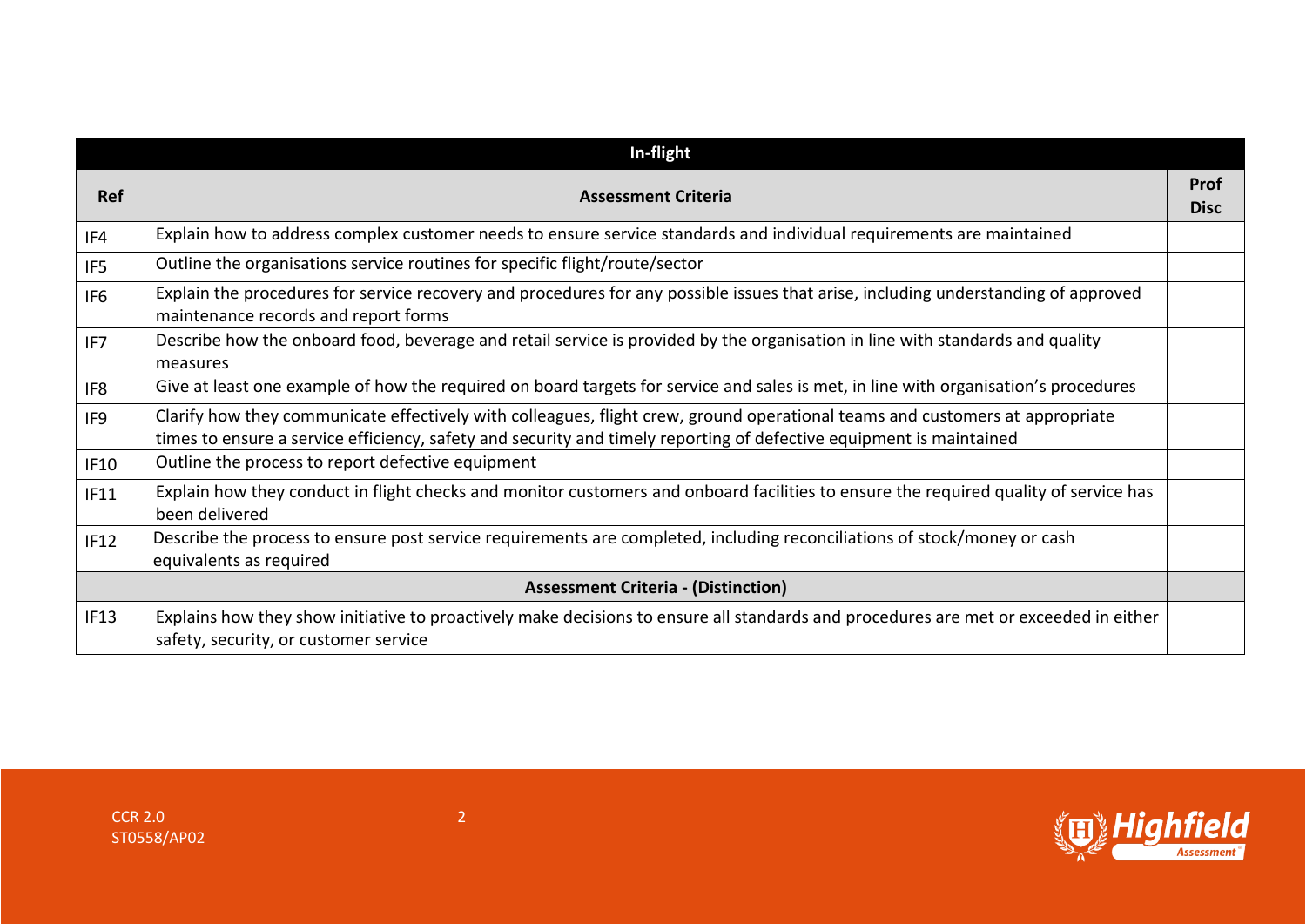| In-flight | | |
|---|---|---|
| **Ref** | **Assessment Criteria** | **Prof Disc** |
| IF4 | Explain how to address complex customer needs to ensure service standards and individual requirements are maintained | |
| IF5 | Outline the organisations service routines for specific flight/route/sector | |
| IF6 | Explain the procedures for service recovery and procedures for any possible issues that arise, including understanding of approved maintenance records and report forms | |
| IF7 | Describe how the onboard food, beverage and retail service is provided by the organisation in line with standards and quality measures | |
| IF8 | Give at least one example of how the required on board targets for service and sales is met, in line with organisation's procedures | |
| IF9 | Clarify how they communicate effectively with colleagues, flight crew, ground operational teams and customers at appropriate times to ensure a service efficiency, safety and security and timely reporting of defective equipment is maintained | |
| IF10 | Outline the process to report defective equipment | |
| IF11 | Explain how they conduct in flight checks and monitor customers and onboard facilities to ensure the required quality of service has been delivered | |
| IF12 | Describe the process to ensure post service requirements are completed, including reconciliations of stock/money or cash equivalents as required | |
| | **Assessment Criteria - (Distinction)** | |
| IF13 | Explains how they show initiative to proactively make decisions to ensure all standards and procedures are met or exceeded in either safety, security, or customer service | |

CCR 2.0
ST0558/AP02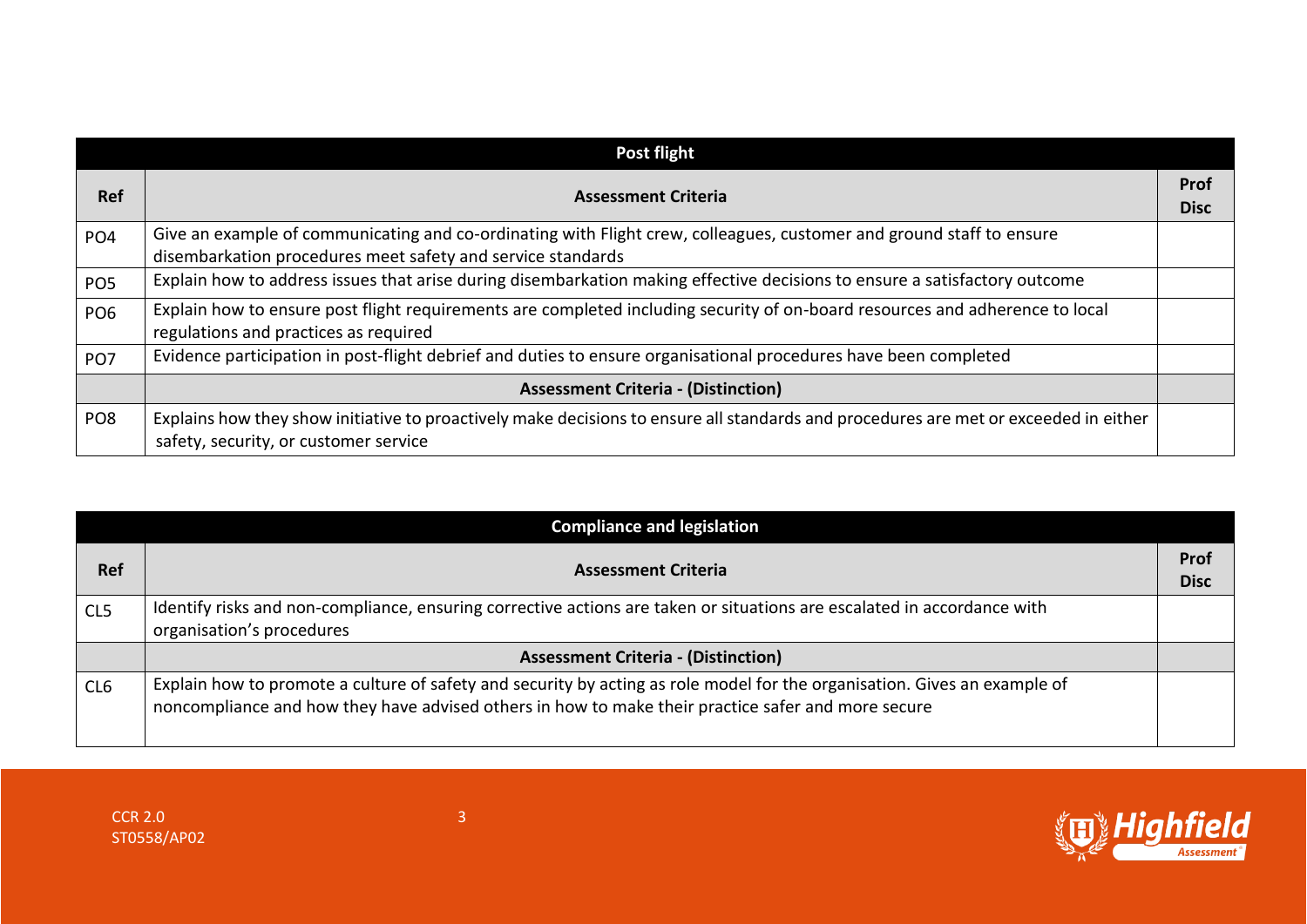| Post flight | | |
|---|---|---|
| **Ref** | **Assessment Criteria** | **Prof Disc** |
| PO4 | Give an example of communicating and co-ordinating with Flight crew, colleagues, customer and ground staff to ensure disembarkation procedures meet safety and service standards | |
| PO5 | Explain how to address issues that arise during disembarkation making effective decisions to ensure a satisfactory outcome | |
| PO6 | Explain how to ensure post flight requirements are completed including security of on-board resources and adherence to local regulations and practices as required | |
| PO7 | Evidence participation in post-flight debrief and duties to ensure organisational procedures have been completed | |
| | **Assessment Criteria - (Distinction)** | |
| PO8 | Explains how they show initiative to proactively make decisions to ensure all standards and procedures are met or exceeded in either safety, security, or customer service | |

| Compliance and legislation | | |
|---|---|---|
| **Ref** | **Assessment Criteria** | **Prof Disc** |
| CL5 | Identify risks and non-compliance, ensuring corrective actions are taken or situations are escalated in accordance with organisation's procedures | |
| | **Assessment Criteria - (Distinction)** | |
| CL6 | Explain how to promote a culture of safety and security by acting as role model for the organisation. Gives an example of noncompliance and how they have advised others in how to make their practice safer and more secure | |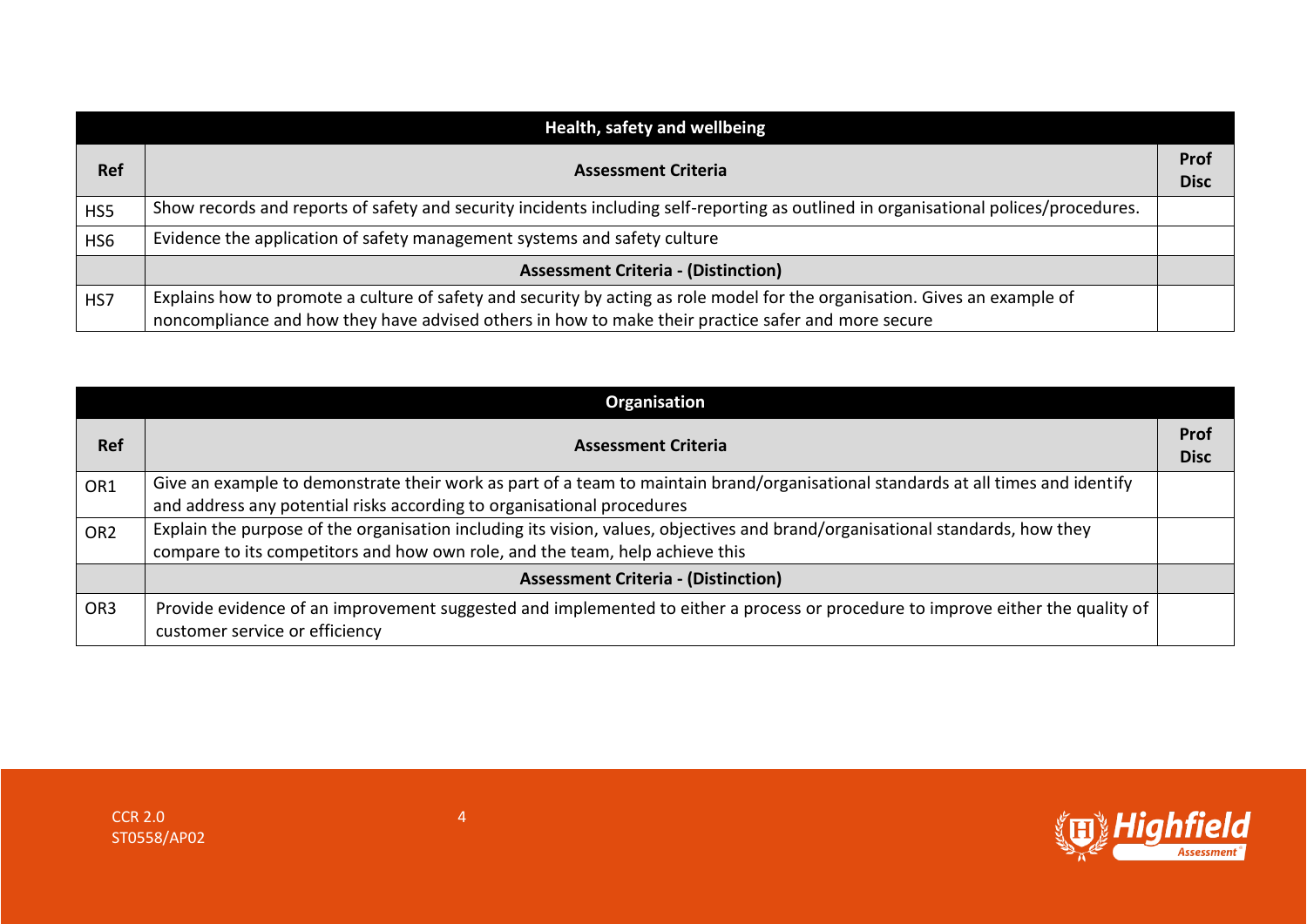| Health, safety and wellbeing | | |
|---|---|---|
| **Ref** | **Assessment Criteria** | **Prof Disc** |
| HS5 | Show records and reports of safety and security incidents including self-reporting as outlined in organisational polices/procedures. | |
| HS6 | Evidence the application of safety management systems and safety culture | |
| | **Assessment Criteria - (Distinction)** | |
| HS7 | Explains how to promote a culture of safety and security by acting as role model for the organisation. Gives an example of noncompliance and how they have advised others in how to make their practice safer and more secure | |

| Organisation | | |
|---|---|---|
| **Ref** | **Assessment Criteria** | **Prof Disc** |
| OR1 | Give an example to demonstrate their work as part of a team to maintain brand/organisational standards at all times and identify and address any potential risks according to organisational procedures | |
| OR2 | Explain the purpose of the organisation including its vision, values, objectives and brand/organisational standards, how they compare to its competitors and how own role, and the team, help achieve this | |
| | **Assessment Criteria - (Distinction)** | |
| OR3 | Provide evidence of an improvement suggested and implemented to either a process or procedure to improve either the quality of customer service or efficiency | |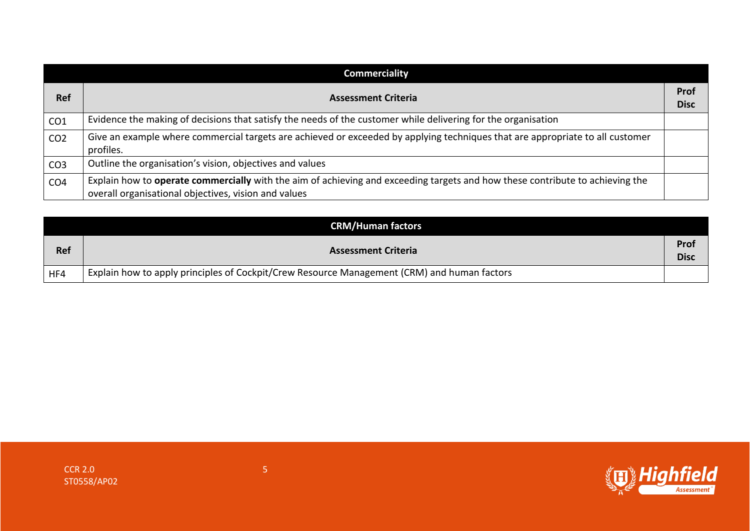| Commerciality | | |
|---|---|---|
| **Ref** | **Assessment Criteria** | **Prof Disc** |
| CO1 | Evidence the making of decisions that satisfy the needs of the customer while delivering for the organisation | |
| CO2 | Give an example where commercial targets are achieved or exceeded by applying techniques that are appropriate to all customer profiles. | |
| CO3 | Outline the organisation's vision, objectives and values | |
| CO4 | Explain how to **operate commercially** with the aim of achieving and exceeding targets and how these contribute to achieving the overall organisational objectives, vision and values | |

| CRM/Human factors | | |
|---|---|---|
| **Ref** | **Assessment Criteria** | **Prof Disc** |
| HF4 | Explain how to apply principles of Cockpit/Crew Resource Management (CRM) and human factors | |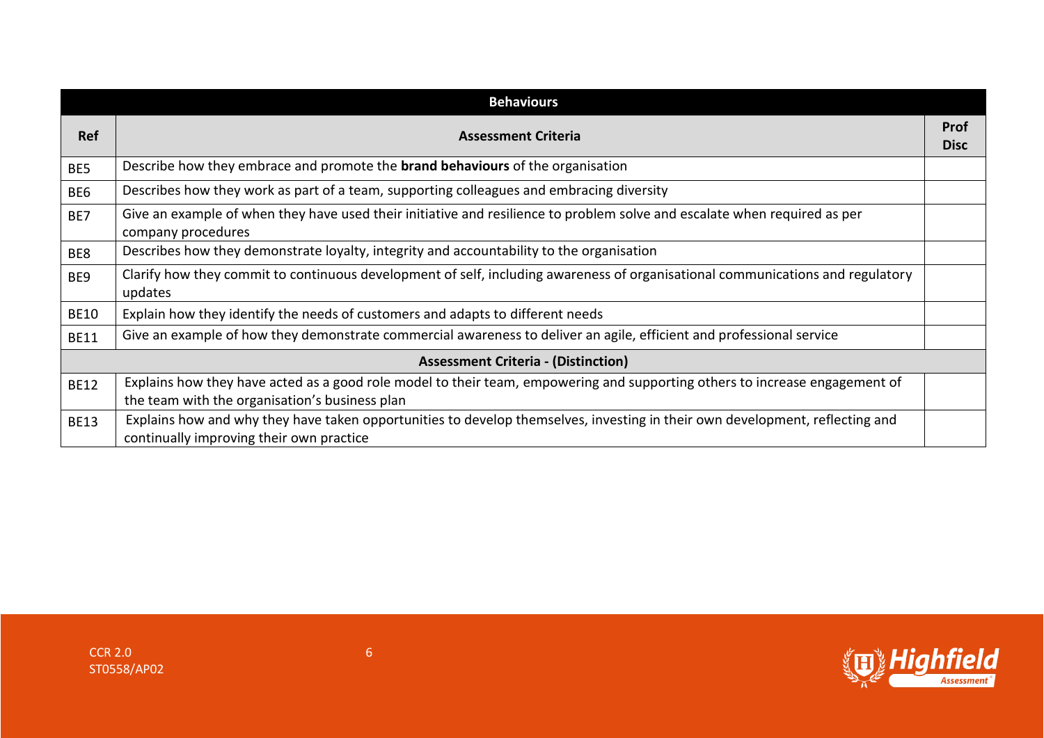| Behaviours | | |
|---|---|---|
| **Ref** | **Assessment Criteria** | **Prof Disc** |
| BE5 | Describe how they embrace and promote the **brand behaviours** of the organisation | |
| BE6 | Describes how they work as part of a team, supporting colleagues and embracing diversity | |
| BE7 | Give an example of when they have used their initiative and resilience to problem solve and escalate when required as per company procedures | |
| BE8 | Describes how they demonstrate loyalty, integrity and accountability to the organisation | |
| BE9 | Clarify how they commit to continuous development of self, including awareness of organisational communications and regulatory updates | |
| BE10 | Explain how they identify the needs of customers and adapts to different needs | |
| BE11 | Give an example of how they demonstrate commercial awareness to deliver an agile, efficient and professional service | |
| | **Assessment Criteria - (Distinction)** | |
| BE12 | Explains how they have acted as a good role model to their team, empowering and supporting others to increase engagement of the team with the organisation's business plan | |
| BE13 | Explains how and why they have taken opportunities to develop themselves, investing in their own development, reflecting and continually improving their own practice | |